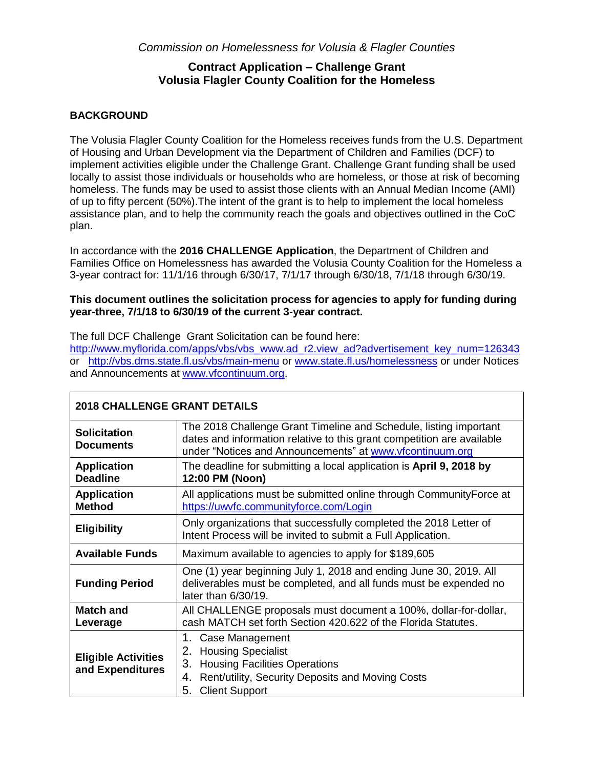*Commission on Homelessness for Volusia & Flagler Counties*

# Contract Application – Challenge Grant
# Volusia Flagler County Coalition for the Homeless

## BACKGROUND

The Volusia Flagler County Coalition for the Homeless receives funds from the U.S. Department of Housing and Urban Development via the Department of Children and Families (DCF) to implement activities eligible under the Challenge Grant. Challenge Grant funding shall be used locally to assist those individuals or households who are homeless, or those at risk of becoming homeless. The funds may be used to assist those clients with an Annual Median Income (AMI) of up to fifty percent (50%).The intent of the grant is to help to implement the local homeless assistance plan, and to help the community reach the goals and objectives outlined in the CoC plan.

In accordance with the **2016 CHALLENGE Application**, the Department of Children and Families Office on Homelessness has awarded the Volusia County Coalition for the Homeless a 3-year contract for: 11/1/16 through 6/30/17, 7/1/17 through 6/30/18, 7/1/18 through 6/30/19.

**This document outlines the solicitation process for agencies to apply for funding during year-three, 7/1/18 to 6/30/19 of the current 3-year contract.**

The full DCF Challenge Grant Solicitation can be found here: http://www.myflorida.com/apps/vbs/vbs_www.ad_r2.view_ad?advertisement_key_num=126343 or http://vbs.dms.state.fl.us/vbs/main-menu or www.state.fl.us/homelessness or under Notices and Announcements at www.vfcontinuum.org.

| **2018 CHALLENGE GRANT DETAILS** | |
|---|---|
| **Solicitation Documents** | The 2018 Challenge Grant Timeline and Schedule, listing important dates and information relative to this grant competition are available under "Notices and Announcements" at www.vfcontinuum.org |
| **Application Deadline** | The deadline for submitting a local application is **April 9, 2018 by 12:00 PM (Noon)** |
| **Application Method** | All applications must be submitted online through CommunityForce at https://uwvfc.communityforce.com/Login |
| **Eligibility** | Only organizations that successfully completed the 2018 Letter of Intent Process will be invited to submit a Full Application. |
| **Available Funds** | Maximum available to agencies to apply for $189,605 |
| **Funding Period** | One (1) year beginning July 1, 2018 and ending June 30, 2019. All deliverables must be completed, and all funds must be expended no later than 6/30/19. |
| **Match and Leverage** | All CHALLENGE proposals must document a 100%, dollar-for-dollar, cash MATCH set forth Section 420.622 of the Florida Statutes. |
| **Eligible Activities and Expenditures** | 1. Case Management<br>2. Housing Specialist<br>3. Housing Facilities Operations<br>4. Rent/utility, Security Deposits and Moving Costs<br>5. Client Support |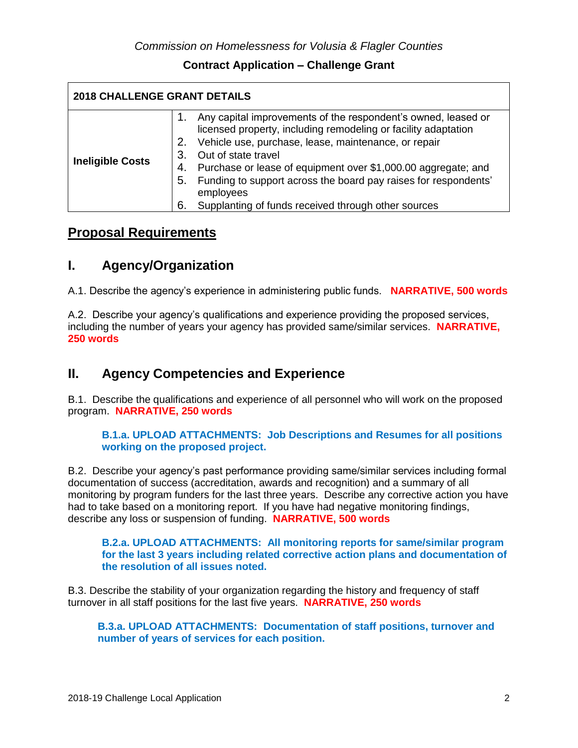*Commission on Homelessness for Volusia & Flagler Counties*

**Contract Application – Challenge Grant**

| 2018 CHALLENGE GRANT DETAILS | |
|---|---|
| **Ineligible Costs** | 1. Any capital improvements of the respondent's owned, leased or licensed property, including remodeling or facility adaptation<br>2. Vehicle use, purchase, lease, maintenance, or repair<br>3. Out of state travel<br>4. Purchase or lease of equipment over $1,000.00 aggregate; and<br>5. Funding to support across the board pay raises for respondents' employees<br>6. Supplanting of funds received through other sources |

## Proposal Requirements

## I. Agency/Organization

A.1. Describe the agency's experience in administering public funds. **NARRATIVE, 500 words**

A.2. Describe your agency's qualifications and experience providing the proposed services, including the number of years your agency has provided same/similar services. **NARRATIVE, 250 words**

## II. Agency Competencies and Experience

B.1. Describe the qualifications and experience of all personnel who will work on the proposed program. **NARRATIVE, 250 words**

> **B.1.a. UPLOAD ATTACHMENTS: Job Descriptions and Resumes for all positions working on the proposed project.**

B.2. Describe your agency's past performance providing same/similar services including formal documentation of success (accreditation, awards and recognition) and a summary of all monitoring by program funders for the last three years. Describe any corrective action you have had to take based on a monitoring report. If you have had negative monitoring findings, describe any loss or suspension of funding. **NARRATIVE, 500 words**

> **B.2.a. UPLOAD ATTACHMENTS: All monitoring reports for same/similar program for the last 3 years including related corrective action plans and documentation of the resolution of all issues noted.**

B.3. Describe the stability of your organization regarding the history and frequency of staff turnover in all staff positions for the last five years. **NARRATIVE, 250 words**

> **B.3.a. UPLOAD ATTACHMENTS: Documentation of staff positions, turnover and number of years of services for each position.**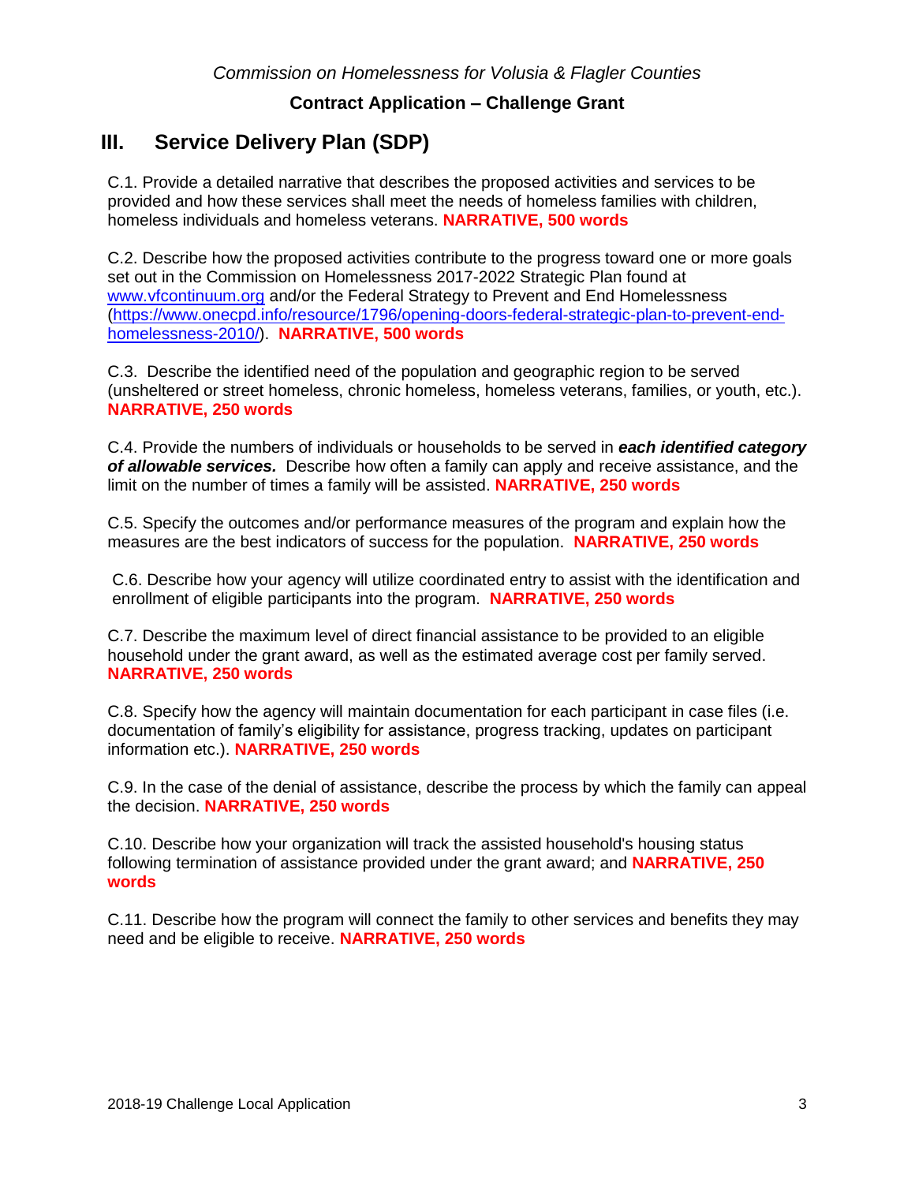*Commission on Homelessness for Volusia & Flagler Counties*

**Contract Application – Challenge Grant**

# III. Service Delivery Plan (SDP)

C.1. Provide a detailed narrative that describes the proposed activities and services to be provided and how these services shall meet the needs of homeless families with children, homeless individuals and homeless veterans. **NARRATIVE, 500 words**

C.2. Describe how the proposed activities contribute to the progress toward one or more goals set out in the Commission on Homelessness 2017-2022 Strategic Plan found at [www.vfcontinuum.org](www.vfcontinuum.org) and/or the Federal Strategy to Prevent and End Homelessness ([https://www.onecpd.info/resource/1796/opening-doors-federal-strategic-plan-to-prevent-end-homelessness-2010/](https://www.onecpd.info/resource/1796/opening-doors-federal-strategic-plan-to-prevent-end-homelessness-2010/)). **NARRATIVE, 500 words**

C.3. Describe the identified need of the population and geographic region to be served (unsheltered or street homeless, chronic homeless, homeless veterans, families, or youth, etc.). **NARRATIVE, 250 words**

C.4. Provide the numbers of individuals or households to be served in ***each identified category of allowable services.*** Describe how often a family can apply and receive assistance, and the limit on the number of times a family will be assisted. **NARRATIVE, 250 words**

C.5. Specify the outcomes and/or performance measures of the program and explain how the measures are the best indicators of success for the population. **NARRATIVE, 250 words**

C.6. Describe how your agency will utilize coordinated entry to assist with the identification and enrollment of eligible participants into the program. **NARRATIVE, 250 words**

C.7. Describe the maximum level of direct financial assistance to be provided to an eligible household under the grant award, as well as the estimated average cost per family served. **NARRATIVE, 250 words**

C.8. Specify how the agency will maintain documentation for each participant in case files (i.e. documentation of family's eligibility for assistance, progress tracking, updates on participant information etc.). **NARRATIVE, 250 words**

C.9. In the case of the denial of assistance, describe the process by which the family can appeal the decision. **NARRATIVE, 250 words**

C.10. Describe how your organization will track the assisted household's housing status following termination of assistance provided under the grant award; and **NARRATIVE, 250 words**

C.11. Describe how the program will connect the family to other services and benefits they may need and be eligible to receive. **NARRATIVE, 250 words**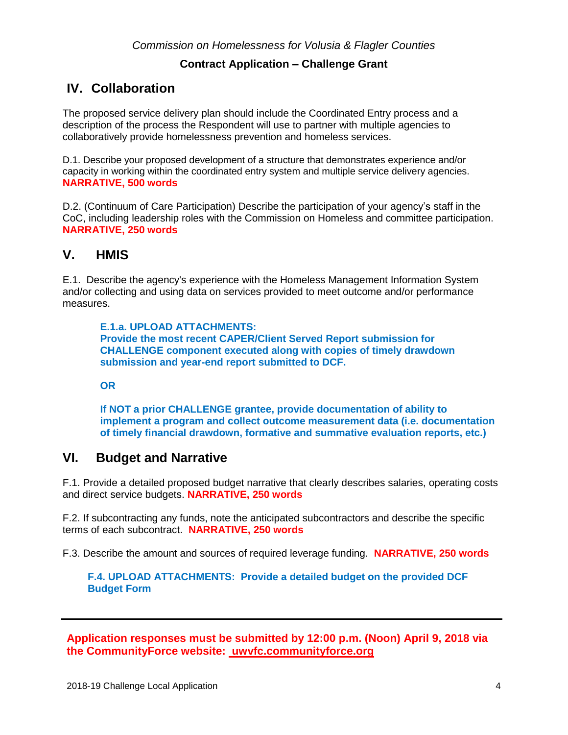## IV. Collaboration

The proposed service delivery plan should include the Coordinated Entry process and a description of the process the Respondent will use to partner with multiple agencies to collaboratively provide homelessness prevention and homeless services.

D.1. Describe your proposed development of a structure that demonstrates experience and/or capacity in working within the coordinated entry system and multiple service delivery agencies. **NARRATIVE, 500 words**

D.2. (Continuum of Care Participation) Describe the participation of your agency's staff in the CoC, including leadership roles with the Commission on Homeless and committee participation. **NARRATIVE, 250 words**

## V. HMIS

E.1. Describe the agency's experience with the Homeless Management Information System and/or collecting and using data on services provided to meet outcome and/or performance measures.

> **E.1.a. UPLOAD ATTACHMENTS:**
> **Provide the most recent CAPER/Client Served Report submission for CHALLENGE component executed along with copies of timely drawdown submission and year-end report submitted to DCF.**
>
> **OR**
>
> **If NOT a prior CHALLENGE grantee, provide documentation of ability to implement a program and collect outcome measurement data (i.e. documentation of timely financial drawdown, formative and summative evaluation reports, etc.)**

## VI. Budget and Narrative

F.1. Provide a detailed proposed budget narrative that clearly describes salaries, operating costs and direct service budgets. **NARRATIVE, 250 words**

F.2. If subcontracting any funds, note the anticipated subcontractors and describe the specific terms of each subcontract. **NARRATIVE, 250 words**

F.3. Describe the amount and sources of required leverage funding. **NARRATIVE, 250 words**

> **F.4. UPLOAD ATTACHMENTS: Provide a detailed budget on the provided DCF Budget Form**

---

**Application responses must be submitted by 12:00 p.m. (Noon) April 9, 2018 via the CommunityForce website: uwvfc.communityforce.org**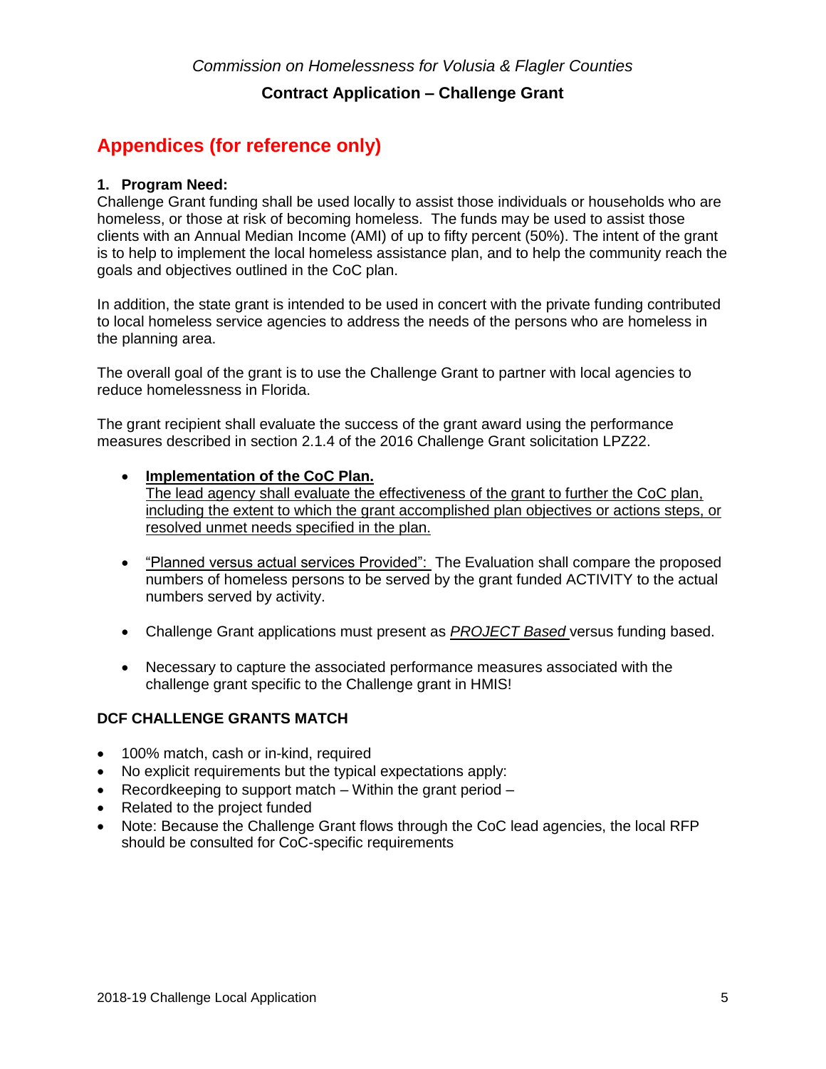*Commission on Homelessness for Volusia & Flagler Counties*

**Contract Application – Challenge Grant**

## Appendices (for reference only)

**1. Program Need:**

Challenge Grant funding shall be used locally to assist those individuals or households who are homeless, or those at risk of becoming homeless. The funds may be used to assist those clients with an Annual Median Income (AMI) of up to fifty percent (50%). The intent of the grant is to help to implement the local homeless assistance plan, and to help the community reach the goals and objectives outlined in the CoC plan.

In addition, the state grant is intended to be used in concert with the private funding contributed to local homeless service agencies to address the needs of the persons who are homeless in the planning area.

The overall goal of the grant is to use the Challenge Grant to partner with local agencies to reduce homelessness in Florida.

The grant recipient shall evaluate the success of the grant award using the performance measures described in section 2.1.4 of the 2016 Challenge Grant solicitation LPZ22.

- **Implementation of the CoC Plan.**
  The lead agency shall evaluate the effectiveness of the grant to further the CoC plan, including the extent to which the grant accomplished plan objectives or actions steps, or resolved unmet needs specified in the plan.

- "Planned versus actual services Provided": The Evaluation shall compare the proposed numbers of homeless persons to be served by the grant funded ACTIVITY to the actual numbers served by activity.

- Challenge Grant applications must present as *PROJECT Based* versus funding based.

- Necessary to capture the associated performance measures associated with the challenge grant specific to the Challenge grant in HMIS!

**DCF CHALLENGE GRANTS MATCH**

- 100% match, cash or in-kind, required
- No explicit requirements but the typical expectations apply:
- Recordkeeping to support match – Within the grant period –
- Related to the project funded
- Note: Because the Challenge Grant flows through the CoC lead agencies, the local RFP should be consulted for CoC-specific requirements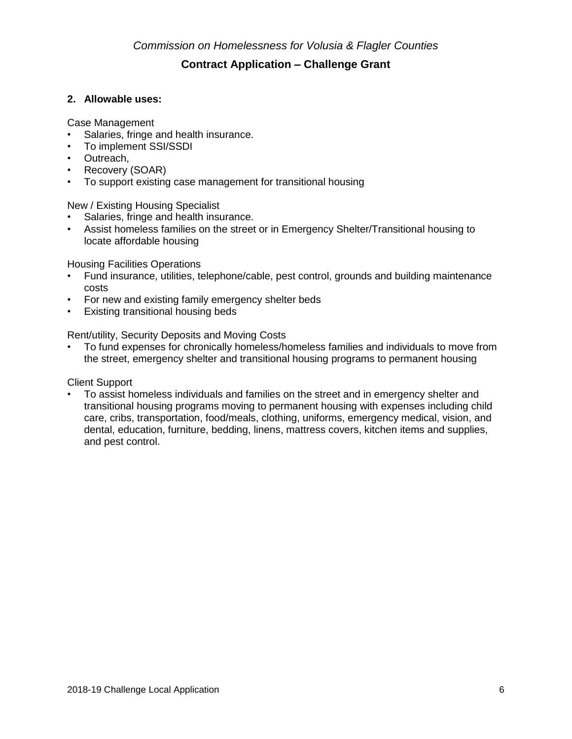*Commission on Homelessness for Volusia & Flagler Counties*

## Contract Application – Challenge Grant

**2. Allowable uses:**

Case Management

- Salaries, fringe and health insurance.
- To implement SSI/SSDI
- Outreach,
- Recovery (SOAR)
- To support existing case management for transitional housing

New / Existing Housing Specialist

- Salaries, fringe and health insurance.
- Assist homeless families on the street or in Emergency Shelter/Transitional housing to locate affordable housing

Housing Facilities Operations

- Fund insurance, utilities, telephone/cable, pest control, grounds and building maintenance costs
- For new and existing family emergency shelter beds
- Existing transitional housing beds

Rent/utility, Security Deposits and Moving Costs

- To fund expenses for chronically homeless/homeless families and individuals to move from the street, emergency shelter and transitional housing programs to permanent housing

Client Support

- To assist homeless individuals and families on the street and in emergency shelter and transitional housing programs moving to permanent housing with expenses including child care, cribs, transportation, food/meals, clothing, uniforms, emergency medical, vision, and dental, education, furniture, bedding, linens, mattress covers, kitchen items and supplies, and pest control.